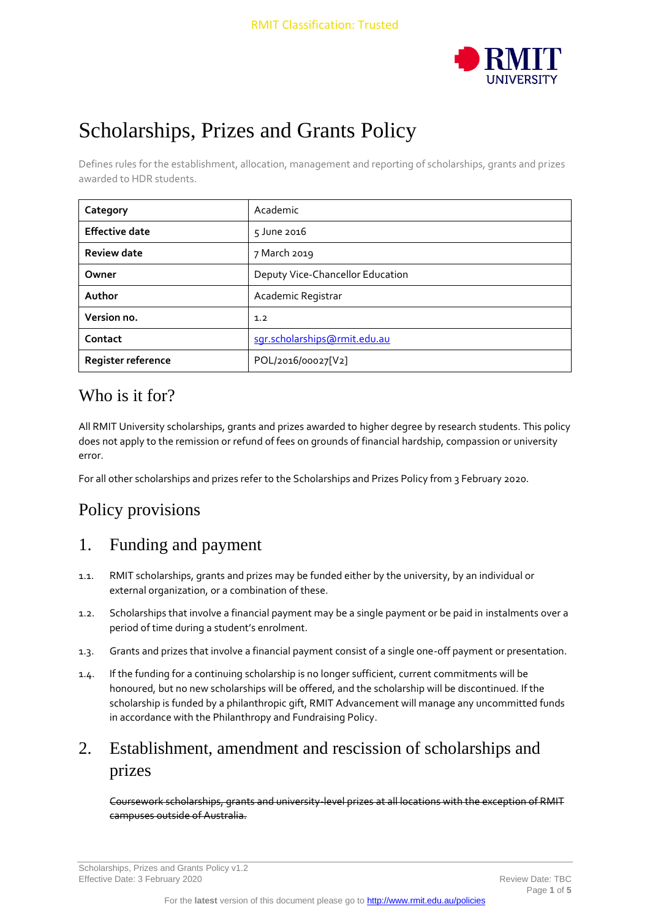RMIT Classification: Trusted

# Scholarships, Prizes and Grants Policy

Defines rules for the establishment, allocation, management and reporting of scholarships, grants and prizes awarded to HDR students.

| **Category** | Academic |
|---|---|
| **Effective date** | 5 June 2016 |
| **Review date** | 7 March 2019 |
| **Owner** | Deputy Vice-Chancellor Education |
| **Author** | Academic Registrar |
| **Version no.** | 1.2 |
| **Contact** | sgr.scholarships@rmit.edu.au |
| **Register reference** | POL/2016/00027[V2] |

## Who is it for?

All RMIT University scholarships, grants and prizes awarded to higher degree by research students. This policy does not apply to the remission or refund of fees on grounds of financial hardship, compassion or university error.

For all other scholarships and prizes refer to the Scholarships and Prizes Policy from 3 February 2020.

## Policy provisions

## 1. Funding and payment

1.1. RMIT scholarships, grants and prizes may be funded either by the university, by an individual or external organization, or a combination of these.

1.2. Scholarships that involve a financial payment may be a single payment or be paid in instalments over a period of time during a student's enrolment.

1.3. Grants and prizes that involve a financial payment consist of a single one-off payment or presentation.

1.4. If the funding for a continuing scholarship is no longer sufficient, current commitments will be honoured, but no new scholarships will be offered, and the scholarship will be discontinued. If the scholarship is funded by a philanthropic gift, RMIT Advancement will manage any uncommitted funds in accordance with the Philanthropy and Fundraising Policy.

## 2. Establishment, amendment and rescission of scholarships and prizes

~~Coursework scholarships, grants and university-level prizes at all locations with the exception of RMIT campuses outside of Australia.~~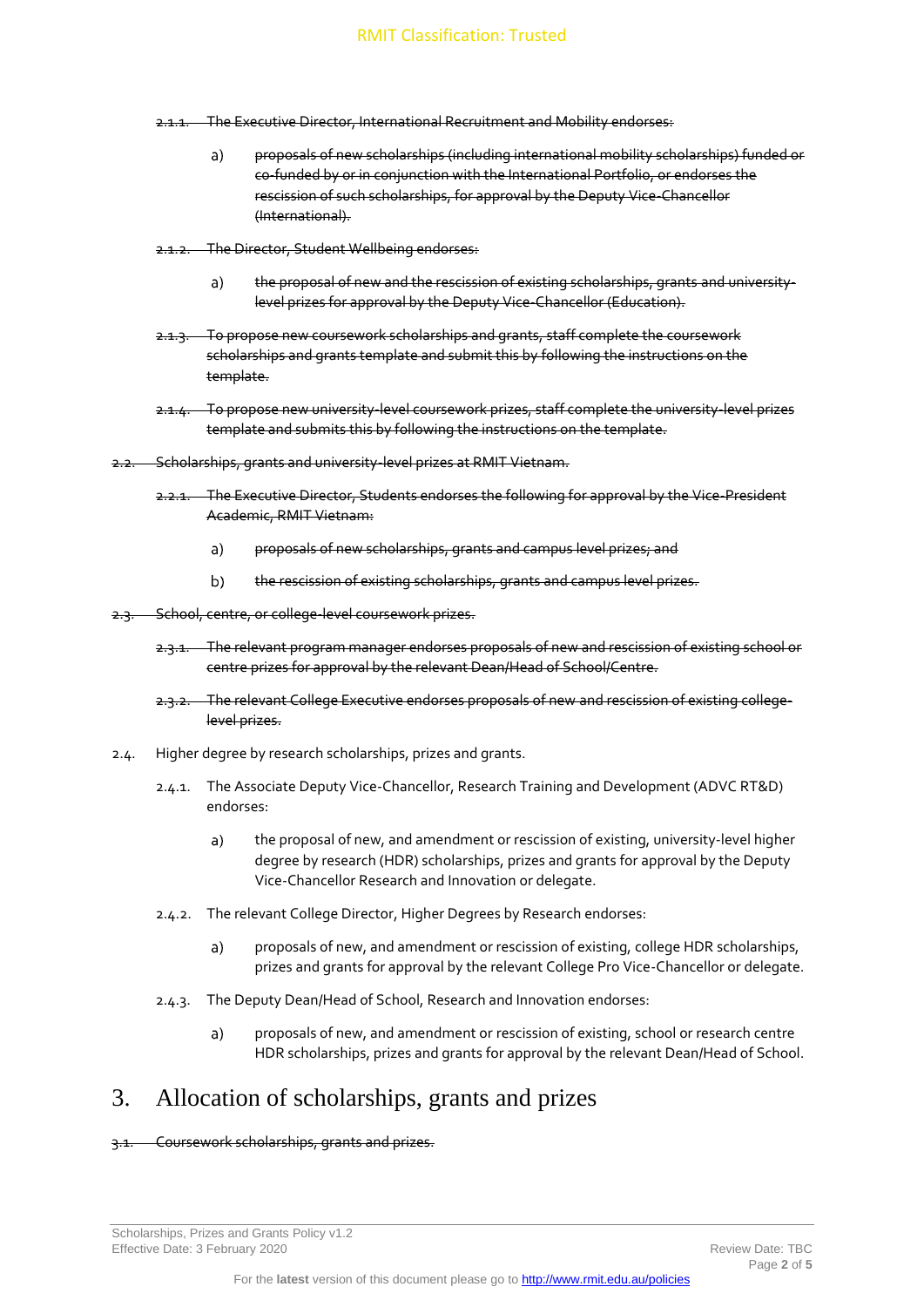2.1.1. ~~The Executive Director, International Recruitment and Mobility endorses:~~

a) ~~proposals of new scholarships (including international mobility scholarships) funded or co-funded by or in conjunction with the International Portfolio, or endorses the rescission of such scholarships, for approval by the Deputy Vice-Chancellor (International).~~

2.1.2. ~~The Director, Student Wellbeing endorses:~~

a) ~~the proposal of new and the rescission of existing scholarships, grants and university-level prizes for approval by the Deputy Vice-Chancellor (Education).~~

2.1.3. ~~To propose new coursework scholarships and grants, staff complete the coursework scholarships and grants template and submit this by following the instructions on the template.~~

2.1.4. ~~To propose new university-level coursework prizes, staff complete the university-level prizes template and submits this by following the instructions on the template.~~

2.2. ~~Scholarships, grants and university-level prizes at RMIT Vietnam.~~

2.2.1. ~~The Executive Director, Students endorses the following for approval by the Vice-President Academic, RMIT Vietnam:~~

a) ~~proposals of new scholarships, grants and campus level prizes; and~~

b) ~~the rescission of existing scholarships, grants and campus level prizes.~~

2.3. ~~School, centre, or college-level coursework prizes.~~

2.3.1. ~~The relevant program manager endorses proposals of new and rescission of existing school or centre prizes for approval by the relevant Dean/Head of School/Centre.~~

2.3.2. ~~The relevant College Executive endorses proposals of new and rescission of existing college-level prizes.~~

2.4. Higher degree by research scholarships, prizes and grants.

2.4.1. The Associate Deputy Vice-Chancellor, Research Training and Development (ADVC RT&D) endorses:

a) the proposal of new, and amendment or rescission of existing, university-level higher degree by research (HDR) scholarships, prizes and grants for approval by the Deputy Vice-Chancellor Research and Innovation or delegate.

2.4.2. The relevant College Director, Higher Degrees by Research endorses:

a) proposals of new, and amendment or rescission of existing, college HDR scholarships, prizes and grants for approval by the relevant College Pro Vice-Chancellor or delegate.

2.4.3. The Deputy Dean/Head of School, Research and Innovation endorses:

a) proposals of new, and amendment or rescission of existing, school or research centre HDR scholarships, prizes and grants for approval by the relevant Dean/Head of School.

# 3. Allocation of scholarships, grants and prizes

3.1. ~~Coursework scholarships, grants and prizes.~~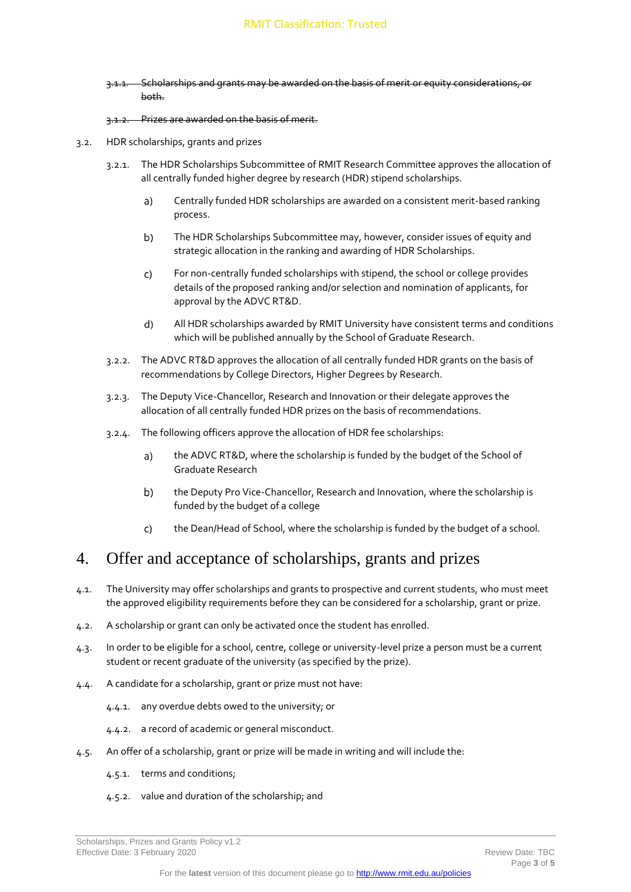~~3.1.1. Scholarships and grants may be awarded on the basis of merit or equity considerations, or both.~~

~~3.1.2. Prizes are awarded on the basis of merit.~~

3.2. HDR scholarships, grants and prizes

3.2.1. The HDR Scholarships Subcommittee of RMIT Research Committee approves the allocation of all centrally funded higher degree by research (HDR) stipend scholarships.

a) Centrally funded HDR scholarships are awarded on a consistent merit-based ranking process.

b) The HDR Scholarships Subcommittee may, however, consider issues of equity and strategic allocation in the ranking and awarding of HDR Scholarships.

c) For non-centrally funded scholarships with stipend, the school or college provides details of the proposed ranking and/or selection and nomination of applicants, for approval by the ADVC RT&D.

d) All HDR scholarships awarded by RMIT University have consistent terms and conditions which will be published annually by the School of Graduate Research.

3.2.2. The ADVC RT&D approves the allocation of all centrally funded HDR grants on the basis of recommendations by College Directors, Higher Degrees by Research.

3.2.3. The Deputy Vice-Chancellor, Research and Innovation or their delegate approves the allocation of all centrally funded HDR prizes on the basis of recommendations.

3.2.4. The following officers approve the allocation of HDR fee scholarships:

a) the ADVC RT&D, where the scholarship is funded by the budget of the School of Graduate Research

b) the Deputy Pro Vice-Chancellor, Research and Innovation, where the scholarship is funded by the budget of a college

c) the Dean/Head of School, where the scholarship is funded by the budget of a school.

# 4. Offer and acceptance of scholarships, grants and prizes

4.1. The University may offer scholarships and grants to prospective and current students, who must meet the approved eligibility requirements before they can be considered for a scholarship, grant or prize.

4.2. A scholarship or grant can only be activated once the student has enrolled.

4.3. In order to be eligible for a school, centre, college or university-level prize a person must be a current student or recent graduate of the university (as specified by the prize).

4.4. A candidate for a scholarship, grant or prize must not have:

4.4.1. any overdue debts owed to the university; or

4.4.2. a record of academic or general misconduct.

4.5. An offer of a scholarship, grant or prize will be made in writing and will include the:

4.5.1. terms and conditions;

4.5.2. value and duration of the scholarship; and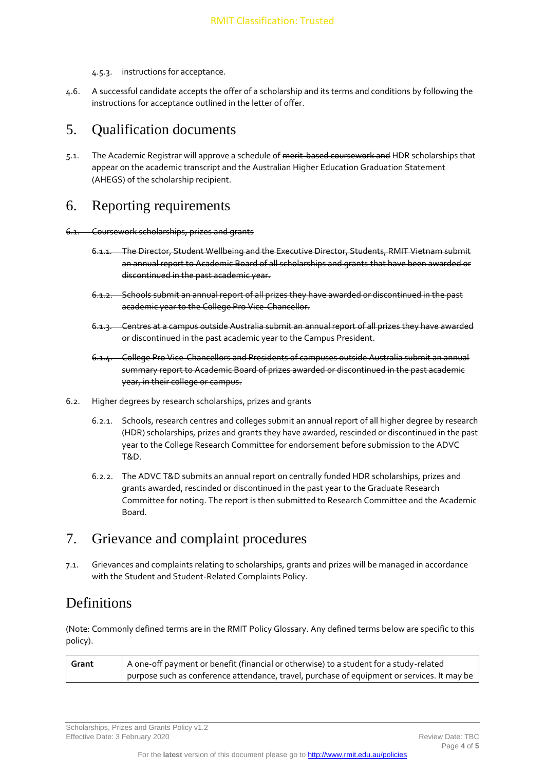4.5.3. instructions for acceptance.

4.6. A successful candidate accepts the offer of a scholarship and its terms and conditions by following the instructions for acceptance outlined in the letter of offer.

# 5. Qualification documents

5.1. The Academic Registrar will approve a schedule of ~~merit-based coursework and~~ HDR scholarships that appear on the academic transcript and the Australian Higher Education Graduation Statement (AHEGS) of the scholarship recipient.

# 6. Reporting requirements

~~6.1. Coursework scholarships, prizes and grants~~

~~6.1.1. The Director, Student Wellbeing and the Executive Director, Students, RMIT Vietnam submit an annual report to Academic Board of all scholarships and grants that have been awarded or discontinued in the past academic year.~~

~~6.1.2. Schools submit an annual report of all prizes they have awarded or discontinued in the past academic year to the College Pro Vice-Chancellor.~~

~~6.1.3. Centres at a campus outside Australia submit an annual report of all prizes they have awarded or discontinued in the past academic year to the Campus President.~~

~~6.1.4. College Pro Vice-Chancellors and Presidents of campuses outside Australia submit an annual summary report to Academic Board of prizes awarded or discontinued in the past academic year, in their college or campus.~~

6.2. Higher degrees by research scholarships, prizes and grants

6.2.1. Schools, research centres and colleges submit an annual report of all higher degree by research (HDR) scholarships, prizes and grants they have awarded, rescinded or discontinued in the past year to the College Research Committee for endorsement before submission to the ADVC T&D.

6.2.2. The ADVC T&D submits an annual report on centrally funded HDR scholarships, prizes and grants awarded, rescinded or discontinued in the past year to the Graduate Research Committee for noting. The report is then submitted to Research Committee and the Academic Board.

# 7. Grievance and complaint procedures

7.1. Grievances and complaints relating to scholarships, grants and prizes will be managed in accordance with the Student and Student-Related Complaints Policy.

# Definitions

(Note: Commonly defined terms are in the RMIT Policy Glossary. Any defined terms below are specific to this policy).

| | |
|---|---|
| **Grant** | A one-off payment or benefit (financial or otherwise) to a student for a study-related purpose such as conference attendance, travel, purchase of equipment or services. It may be |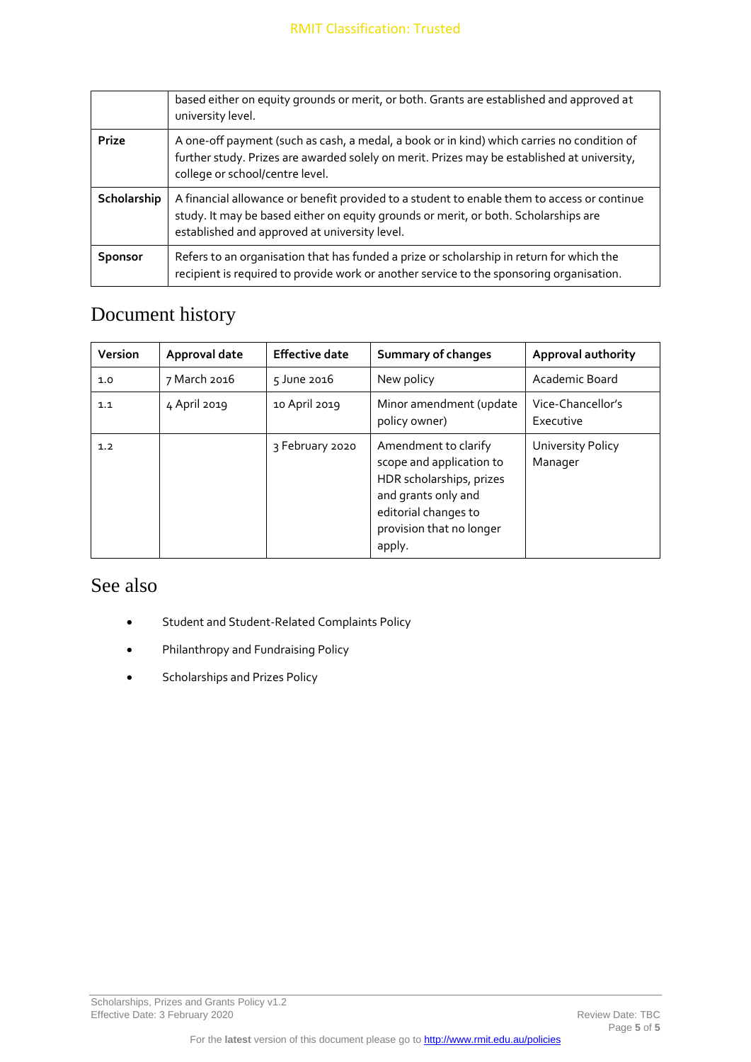| | |
|---|---|
| | based either on equity grounds or merit, or both. Grants are established and approved at university level. |
| **Prize** | A one-off payment (such as cash, a medal, a book or in kind) which carries no condition of further study. Prizes are awarded solely on merit. Prizes may be established at university, college or school/centre level. |
| **Scholarship** | A financial allowance or benefit provided to a student to enable them to access or continue study. It may be based either on equity grounds or merit, or both. Scholarships are established and approved at university level. |
| **Sponsor** | Refers to an organisation that has funded a prize or scholarship in return for which the recipient is required to provide work or another service to the sponsoring organisation. |

# Document history

| Version | Approval date | Effective date | Summary of changes | Approval authority |
|---|---|---|---|---|
| 1.0 | 7 March 2016 | 5 June 2016 | New policy | Academic Board |
| 1.1 | 4 April 2019 | 10 April 2019 | Minor amendment (update policy owner) | Vice-Chancellor's Executive |
| 1.2 | | 3 February 2020 | Amendment to clarify scope and application to HDR scholarships, prizes and grants only and editorial changes to provision that no longer apply. | University Policy Manager |

# See also

- Student and Student-Related Complaints Policy
- Philanthropy and Fundraising Policy
- Scholarships and Prizes Policy